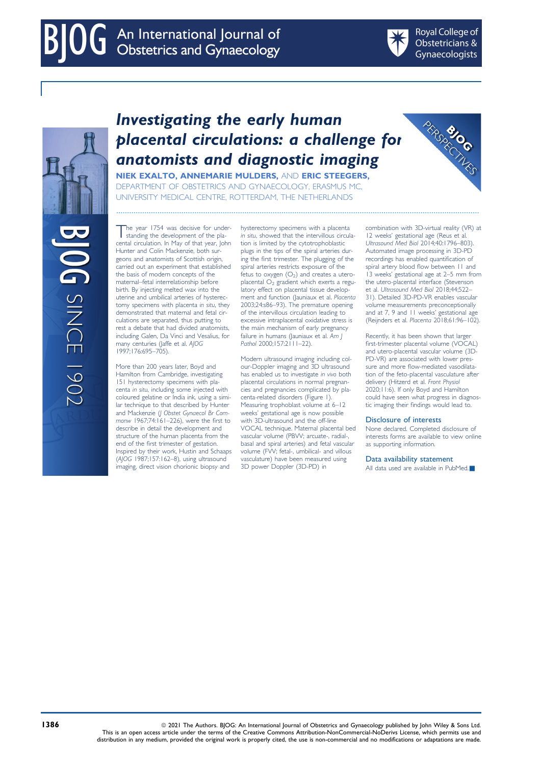# Investigating the early human placental circulations: a challenge for anatomists and diagnostic imaging

**NIEK EXALTO, ANNEMARIE MULDERS,** AND **ERIC STEEGERS**, DEPARTMENT OF OBSTETRICS AND GYNAECOLOGY, ERASMUS MC, UNIVERSITY MEDICAL CENTRE, ROTTERDAM, THE NETHERLANDS

The year 1754 was decisive for understanding the development of the placental circulation. In May of that year, John Hunter and Colin Mackenzie, both surgeons and anatomists of Scottish origin, carried out an experiment that established the basis of modern concepts of the maternal–fetal interrelationship before birth. By injecting melted wax into the uterine and umbilical arteries of hysterectomy specimens with placenta *in situ*, they demonstrated that maternal and fetal circulations are separated, thus putting to rest a debate that had divided anatomists, including Galen, Da Vinci and Vesalius, for many centuries (Jaffe et al. *AJOG* 1997;176:695–705).

More than 200 years later, Boyd and Hamilton from Cambridge, investigating 151 hysterectomy specimens with placenta *in situ*, including some injected with coloured gelatine or India ink, using a similar technique to that described by Hunter and Mackenzie (*J Obstet Gynaecol Br Commonw* 1967;74:161–226), were the first to describe in detail the development and structure of the human placenta from the end of the first trimester of gestation. Inspired by their work, Hustin and Schaaps (*AJOG* 1987;157:162–8), using ultrasound imaging, direct vision chorionic biopsy and hysterectomy specimens with a placenta *in situ*, showed that the intervillous circulation is limited by the cytotrophoblastic plugs in the tips of the spiral arteries during the first trimester. The plugging of the spiral arteries restricts exposure of the fetus to oxygen ($O_2$) and creates a utero-placental $O_2$ gradient which exerts a regulatory effect on placental tissue development and function (Jauniaux et al. *Placenta* 2003;24:s86–93). The premature opening of the intervillous circulation leading to excessive intraplacental oxidative stress is the main mechanism of early pregnancy failure in humans (Jauniaux et al. *Am J Pathol* 2000;157:2111–22).

Modern ultrasound imaging including colour-Doppler imaging and 3D ultrasound has enabled us to investigate *in vivo* both placental circulations in normal pregnancies and pregnancies complicated by placenta-related disorders (Figure 1). Measuring trophoblast volume at 6–12 weeks' gestational age is now possible with 3D-ultrasound and the off-line VOCAL technique. Maternal placental bed vascular volume (PBVV; arcuate-, radial-, basal and spiral arteries) and fetal vascular volume (FVV; fetal-, umbilical- and villous vasculature) have been measured using 3D power Doppler (3D-PD) in combination with 3D-virtual reality (VR) at 12 weeks' gestational age (Reus et al. *Ultrasound Med Biol* 2014;40:1796–803). Automated image processing in 3D-PD recordings has enabled quantification of spiral artery blood flow between 11 and 13 weeks' gestational age at 2–5 mm from the utero-placental interface (Stevenson et al. *Ultrasound Med Biol* 2018;44:522–31). Detailed 3D-PD-VR enables vascular volume measurements preconceptionally and at 7, 9 and 11 weeks' gestational age (Reijnders et al. *Placenta* 2018;61:96–102).

Recently, it has been shown that larger first-trimester placental volume (VOCAL) and utero-placental vascular volume (3D-PD-VR) are associated with lower pressure and more flow-mediated vasodilatation of the feto-placental vasculature after delivery (Hitzerd et al. *Front Physiol* 2020;11:6). If only Boyd and Hamilton could have seen what progress in diagnostic imaging their findings would lead to.

## Disclosure of interests

None declared. Completed disclosure of interests forms are available to view online as supporting information.

## Data availability statement

All data used are available in PubMed.

© 2021 The Authors. BJOG: An International Journal of Obstetrics and Gynaecology published by John Wiley & Sons Ltd. This is an open access article under the terms of the Creative Commons Attribution-NonCommercial-NoDerivs License, which permits use and distribution in any medium, provided the original work is properly cited, the use is non-commercial and no modifications or adaptations are made.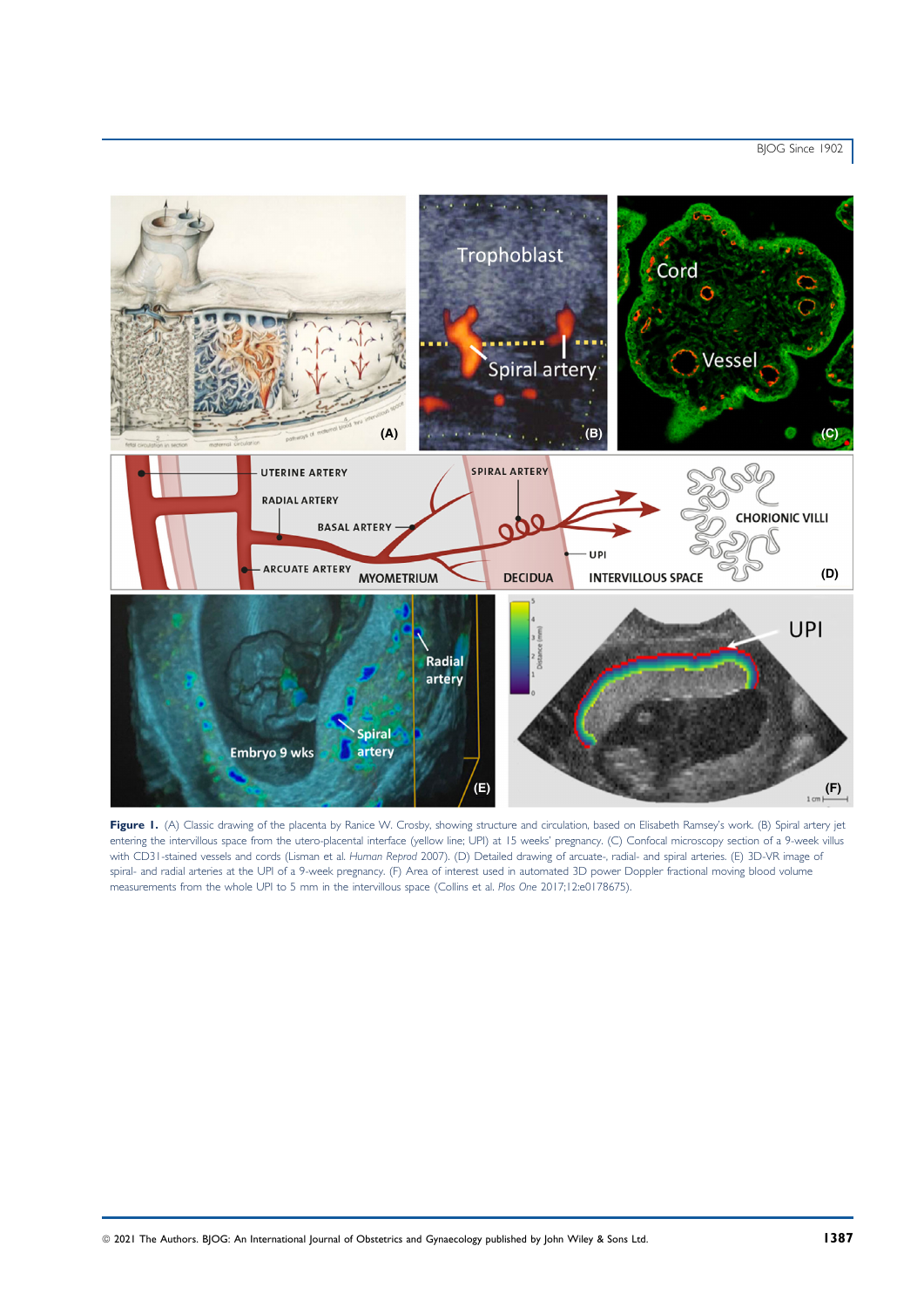**Figure 1.** (A) Classic drawing of the placenta by Ranice W. Crosby, showing structure and circulation, based on Elisabeth Ramsey's work. (B) Spiral artery jet entering the intervillous space from the utero-placental interface (yellow line; UPI) at 15 weeks' pregnancy. (C) Confocal microscopy section of a 9-week villus with CD31-stained vessels and cords (Lisman et al. *Human Reprod* 2007). (D) Detailed drawing of arcuate-, radial- and spiral arteries. (E) 3D-VR image of spiral- and radial arteries at the UPI of a 9-week pregnancy. (F) Area of interest used in automated 3D power Doppler fractional moving blood volume measurements from the whole UPI to 5 mm in the intervillous space (Collins et al. *Plos One* 2017;12:e0178675).